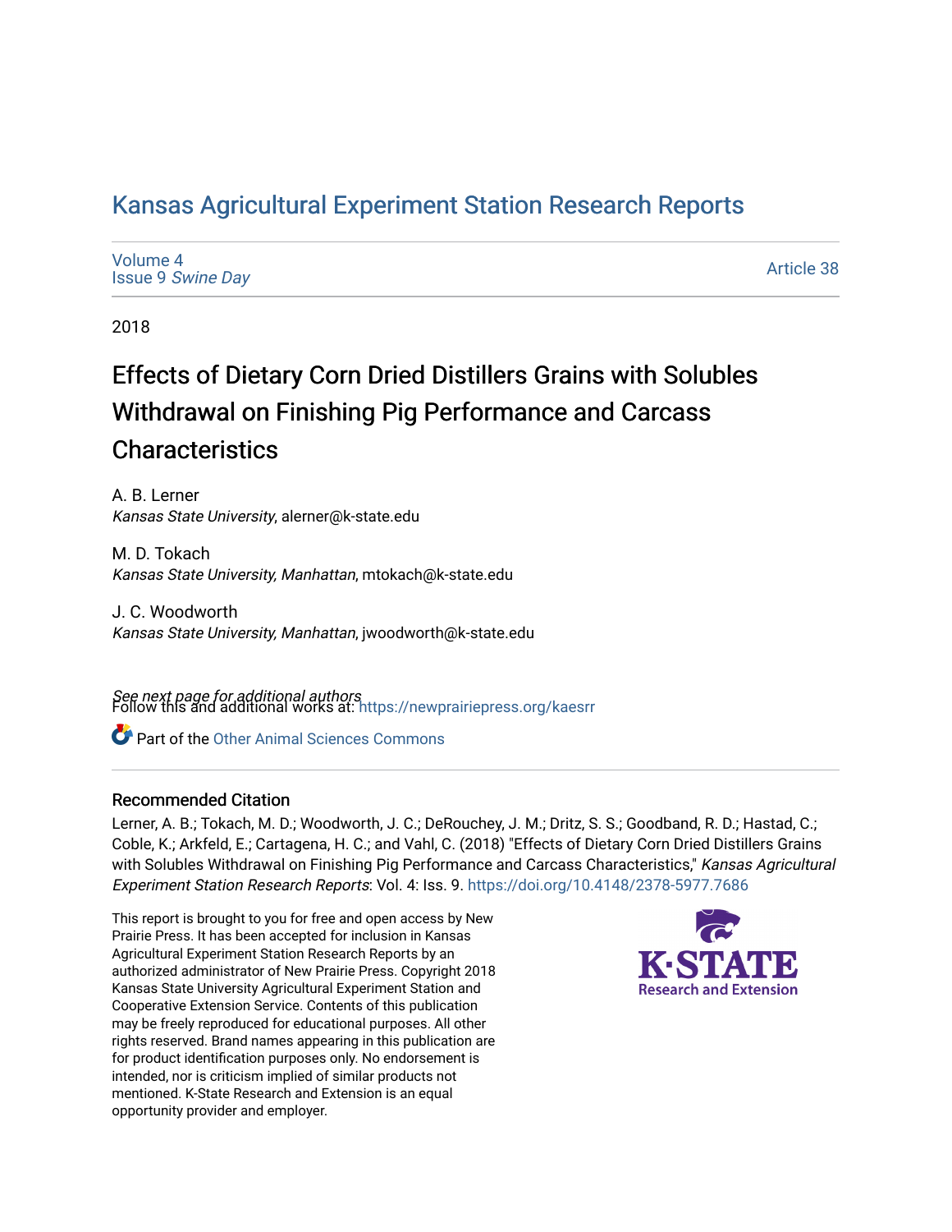# Kansas Agricultural Experiment Station Research Reports

Volume 4
Issue 9 *Swine Day*

Article 38

2018

## Effects of Dietary Corn Dried Distillers Grains with Solubles Withdrawal on Finishing Pig Performance and Carcass Characteristics

A. B. Lerner
*Kansas State University*, alerner@k-state.edu

M. D. Tokach
*Kansas State University, Manhattan*, mtokach@k-state.edu

J. C. Woodworth
*Kansas State University, Manhattan*, jwoodworth@k-state.edu

*See next page for additional authors*

Follow this and additional works at: https://newprairiepress.org/kaesrr

Part of the Other Animal Sciences Commons

### Recommended Citation

Lerner, A. B.; Tokach, M. D.; Woodworth, J. C.; DeRouchey, J. M.; Dritz, S. S.; Goodband, R. D.; Hastad, C.; Coble, K.; Arkfeld, E.; Cartagena, H. C.; and Vahl, C. (2018) "Effects of Dietary Corn Dried Distillers Grains with Solubles Withdrawal on Finishing Pig Performance and Carcass Characteristics," *Kansas Agricultural Experiment Station Research Reports*: Vol. 4: Iss. 9. https://doi.org/10.4148/2378-5977.7686

This report is brought to you for free and open access by New Prairie Press. It has been accepted for inclusion in Kansas Agricultural Experiment Station Research Reports by an authorized administrator of New Prairie Press. Copyright 2018 Kansas State University Agricultural Experiment Station and Cooperative Extension Service. Contents of this publication may be freely reproduced for educational purposes. All other rights reserved. Brand names appearing in this publication are for product identification purposes only. No endorsement is intended, nor is criticism implied of similar products not mentioned. K-State Research and Extension is an equal opportunity provider and employer.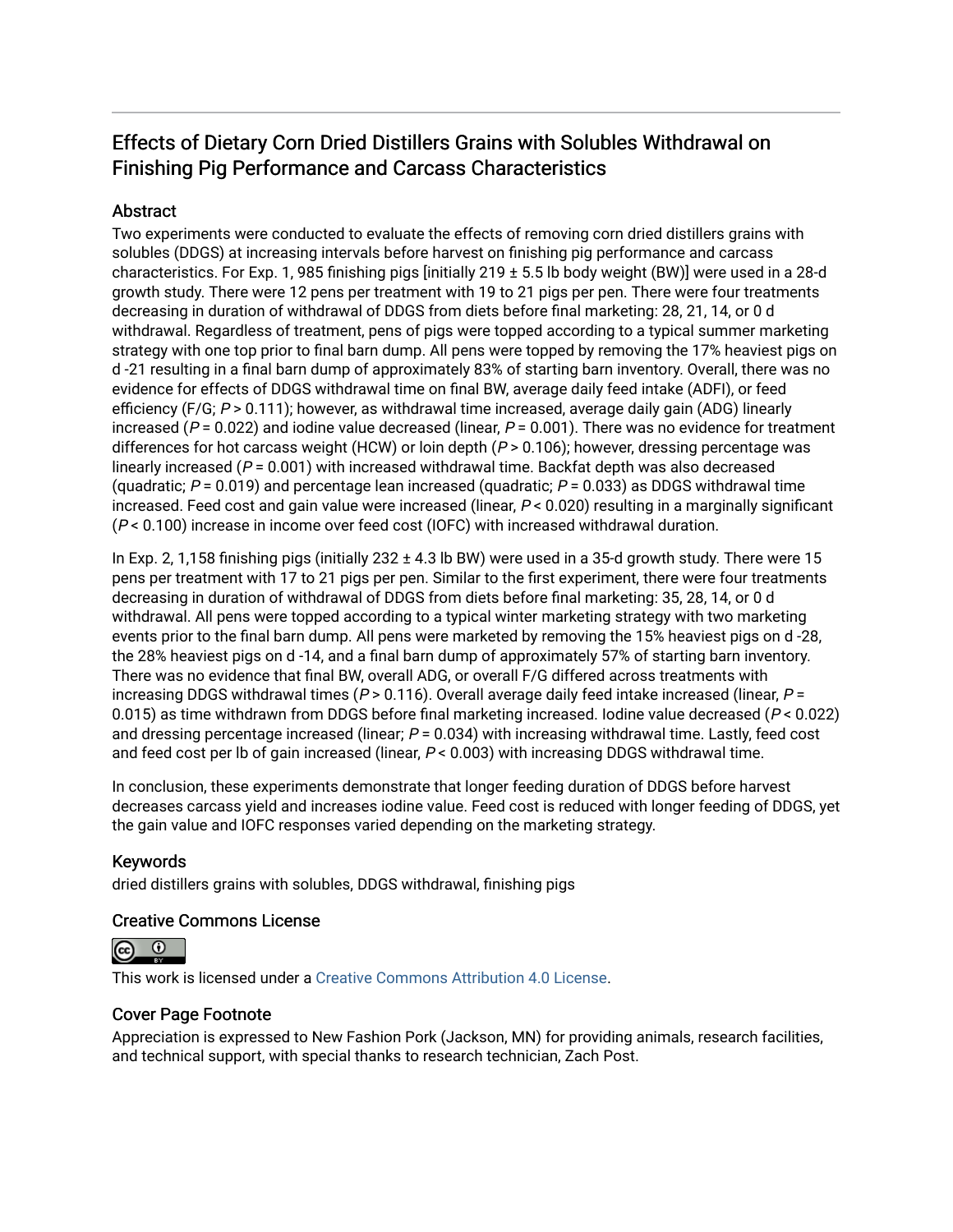# Effects of Dietary Corn Dried Distillers Grains with Solubles Withdrawal on Finishing Pig Performance and Carcass Characteristics

## Abstract

Two experiments were conducted to evaluate the effects of removing corn dried distillers grains with solubles (DDGS) at increasing intervals before harvest on finishing pig performance and carcass characteristics. For Exp. 1, 985 finishing pigs [initially 219 ± 5.5 lb body weight (BW)] were used in a 28-d growth study. There were 12 pens per treatment with 19 to 21 pigs per pen. There were four treatments decreasing in duration of withdrawal of DDGS from diets before final marketing: 28, 21, 14, or 0 d withdrawal. Regardless of treatment, pens of pigs were topped according to a typical summer marketing strategy with one top prior to final barn dump. All pens were topped by removing the 17% heaviest pigs on d -21 resulting in a final barn dump of approximately 83% of starting barn inventory. Overall, there was no evidence for effects of DDGS withdrawal time on final BW, average daily feed intake (ADFI), or feed efficiency (F/G; $P > 0.111$); however, as withdrawal time increased, average daily gain (ADG) linearly increased ($P = 0.022$) and iodine value decreased (linear, $P = 0.001$). There was no evidence for treatment differences for hot carcass weight (HCW) or loin depth ($P > 0.106$); however, dressing percentage was linearly increased ($P = 0.001$) with increased withdrawal time. Backfat depth was also decreased (quadratic; $P = 0.019$) and percentage lean increased (quadratic; $P = 0.033$) as DDGS withdrawal time increased. Feed cost and gain value were increased (linear, $P < 0.020$) resulting in a marginally significant ($P < 0.100$) increase in income over feed cost (IOFC) with increased withdrawal duration.

In Exp. 2, 1,158 finishing pigs (initially 232 ± 4.3 lb BW) were used in a 35-d growth study. There were 15 pens per treatment with 17 to 21 pigs per pen. Similar to the first experiment, there were four treatments decreasing in duration of withdrawal of DDGS from diets before final marketing: 35, 28, 14, or 0 d withdrawal. All pens were topped according to a typical winter marketing strategy with two marketing events prior to the final barn dump. All pens were marketed by removing the 15% heaviest pigs on d -28, the 28% heaviest pigs on d -14, and a final barn dump of approximately 57% of starting barn inventory. There was no evidence that final BW, overall ADG, or overall F/G differed across treatments with increasing DDGS withdrawal times ($P > 0.116$). Overall average daily feed intake increased (linear, $P = 0.015$) as time withdrawn from DDGS before final marketing increased. Iodine value decreased ($P < 0.022$) and dressing percentage increased (linear; $P = 0.034$) with increasing withdrawal time. Lastly, feed cost and feed cost per lb of gain increased (linear, $P < 0.003$) with increasing DDGS withdrawal time.

In conclusion, these experiments demonstrate that longer feeding duration of DDGS before harvest decreases carcass yield and increases iodine value. Feed cost is reduced with longer feeding of DDGS, yet the gain value and IOFC responses varied depending on the marketing strategy.

## Keywords

dried distillers grains with solubles, DDGS withdrawal, finishing pigs

## Creative Commons License

This work is licensed under a Creative Commons Attribution 4.0 License.

## Cover Page Footnote

Appreciation is expressed to New Fashion Pork (Jackson, MN) for providing animals, research facilities, and technical support, with special thanks to research technician, Zach Post.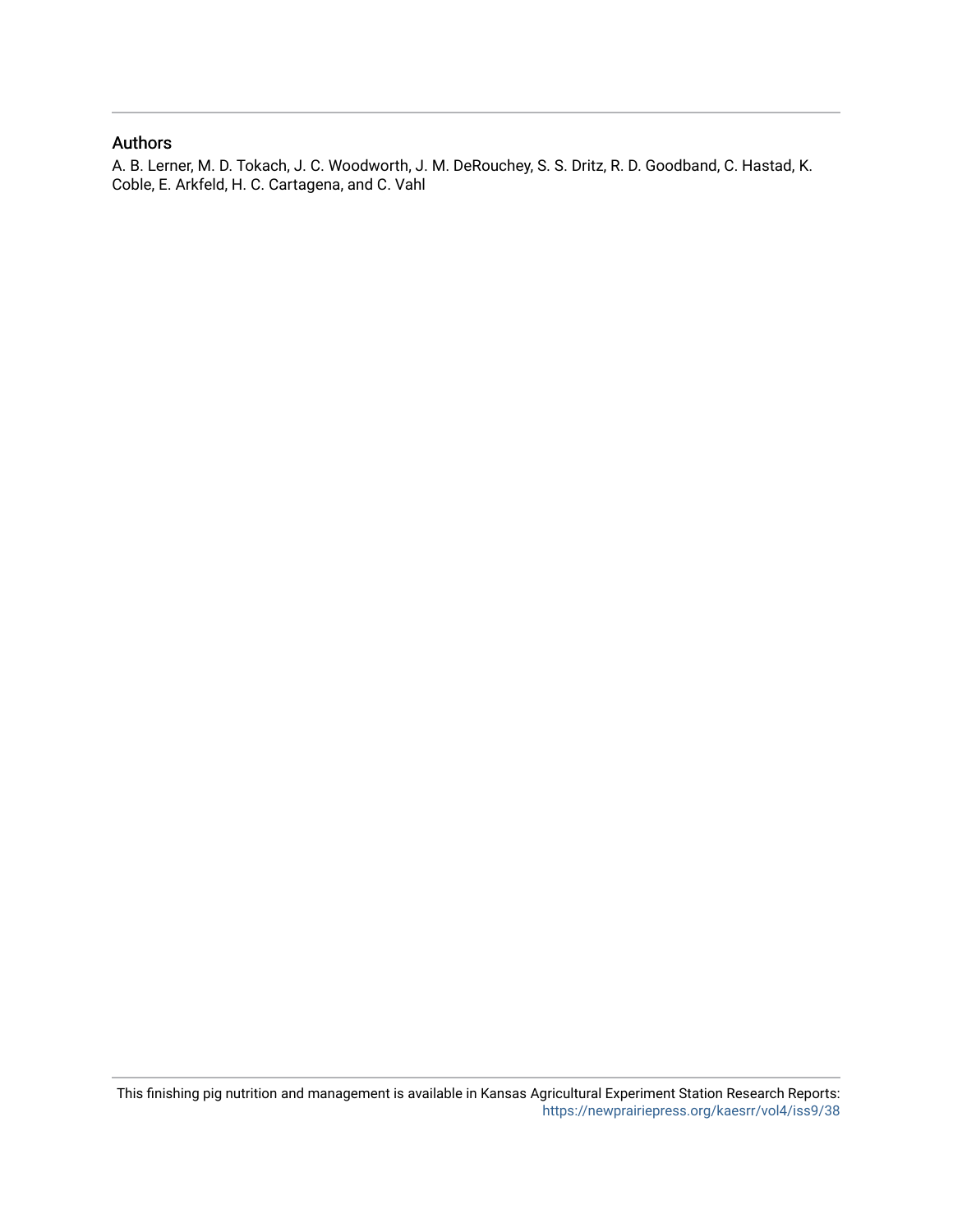## Authors

A. B. Lerner, M. D. Tokach, J. C. Woodworth, J. M. DeRouchey, S. S. Dritz, R. D. Goodband, C. Hastad, K. Coble, E. Arkfeld, H. C. Cartagena, and C. Vahl

This finishing pig nutrition and management is available in Kansas Agricultural Experiment Station Research Reports: https://newprairiepress.org/kaesrr/vol4/iss9/38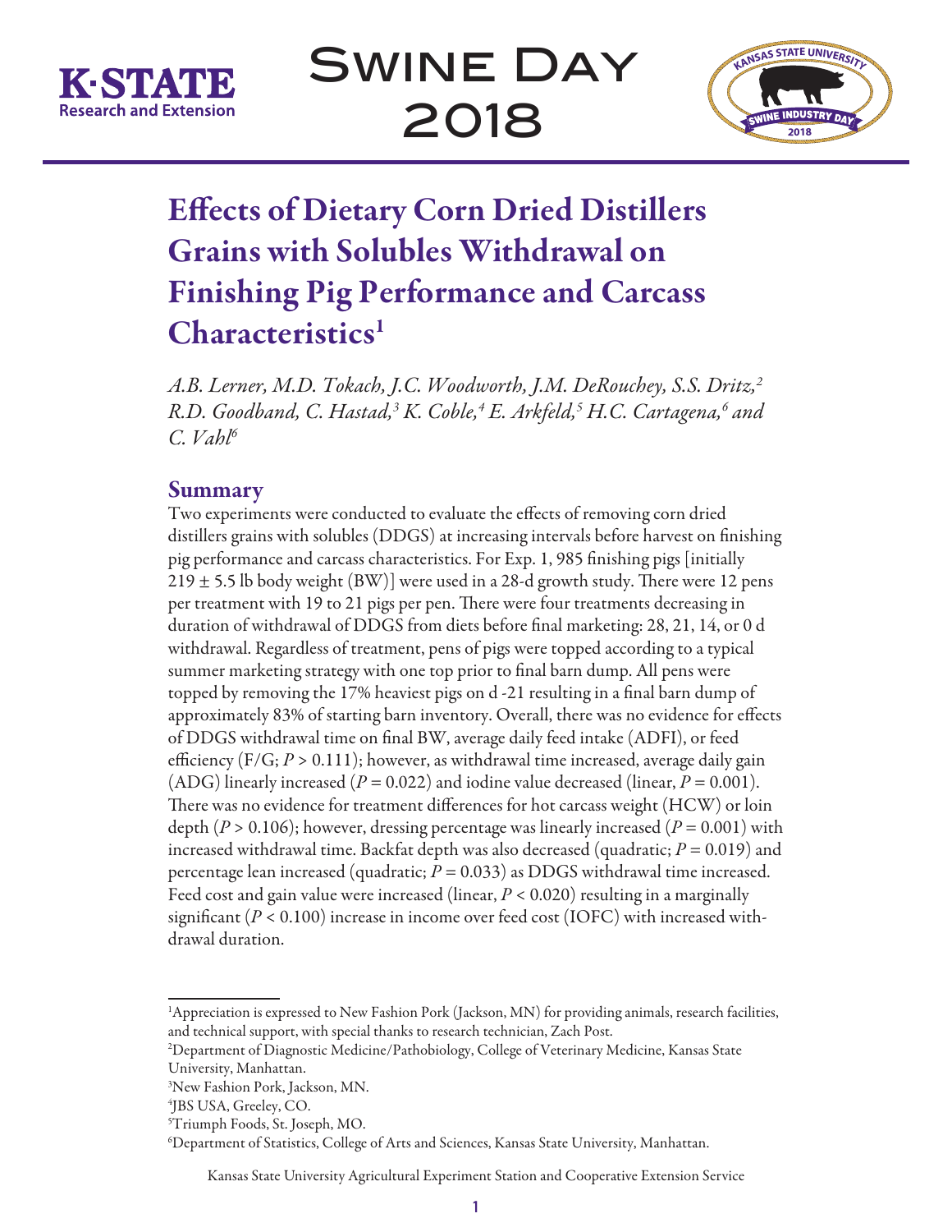# Effects of Dietary Corn Dried Distillers Grains with Solubles Withdrawal on Finishing Pig Performance and Carcass Characteristics[1]

*A.B. Lerner, M.D. Tokach, J.C. Woodworth, J.M. DeRouchey, S.S. Dritz,[2] R.D. Goodband, C. Hastad,[3] K. Coble,[4] E. Arkfeld,[5] H.C. Cartagena,[6] and C. Vahl[6]*

## Summary

Two experiments were conducted to evaluate the effects of removing corn dried distillers grains with solubles (DDGS) at increasing intervals before harvest on finishing pig performance and carcass characteristics. For Exp. 1, 985 finishing pigs [initially 219 ± 5.5 lb body weight (BW)] were used in a 28-d growth study. There were 12 pens per treatment with 19 to 21 pigs per pen. There were four treatments decreasing in duration of withdrawal of DDGS from diets before final marketing: 28, 21, 14, or 0 d withdrawal. Regardless of treatment, pens of pigs were topped according to a typical summer marketing strategy with one top prior to final barn dump. All pens were topped by removing the 17% heaviest pigs on d -21 resulting in a final barn dump of approximately 83% of starting barn inventory. Overall, there was no evidence for effects of DDGS withdrawal time on final BW, average daily feed intake (ADFI), or feed efficiency (F/G; $P > 0.111$); however, as withdrawal time increased, average daily gain (ADG) linearly increased ($P = 0.022$) and iodine value decreased (linear, $P = 0.001$). There was no evidence for treatment differences for hot carcass weight (HCW) or loin depth ($P > 0.106$); however, dressing percentage was linearly increased ($P = 0.001$) with increased withdrawal time. Backfat depth was also decreased (quadratic; $P = 0.019$) and percentage lean increased (quadratic; $P = 0.033$) as DDGS withdrawal time increased. Feed cost and gain value were increased (linear, $P < 0.020$) resulting in a marginally significant ($P < 0.100$) increase in income over feed cost (IOFC) with increased withdrawal duration.

---

[1]Appreciation is expressed to New Fashion Pork (Jackson, MN) for providing animals, research facilities, and technical support, with special thanks to research technician, Zach Post.

[2]Department of Diagnostic Medicine/Pathobiology, College of Veterinary Medicine, Kansas State University, Manhattan.

[3]New Fashion Pork, Jackson, MN.

[4]JBS USA, Greeley, CO.

[5]Triumph Foods, St. Joseph, MO.

[6]Department of Statistics, College of Arts and Sciences, Kansas State University, Manhattan.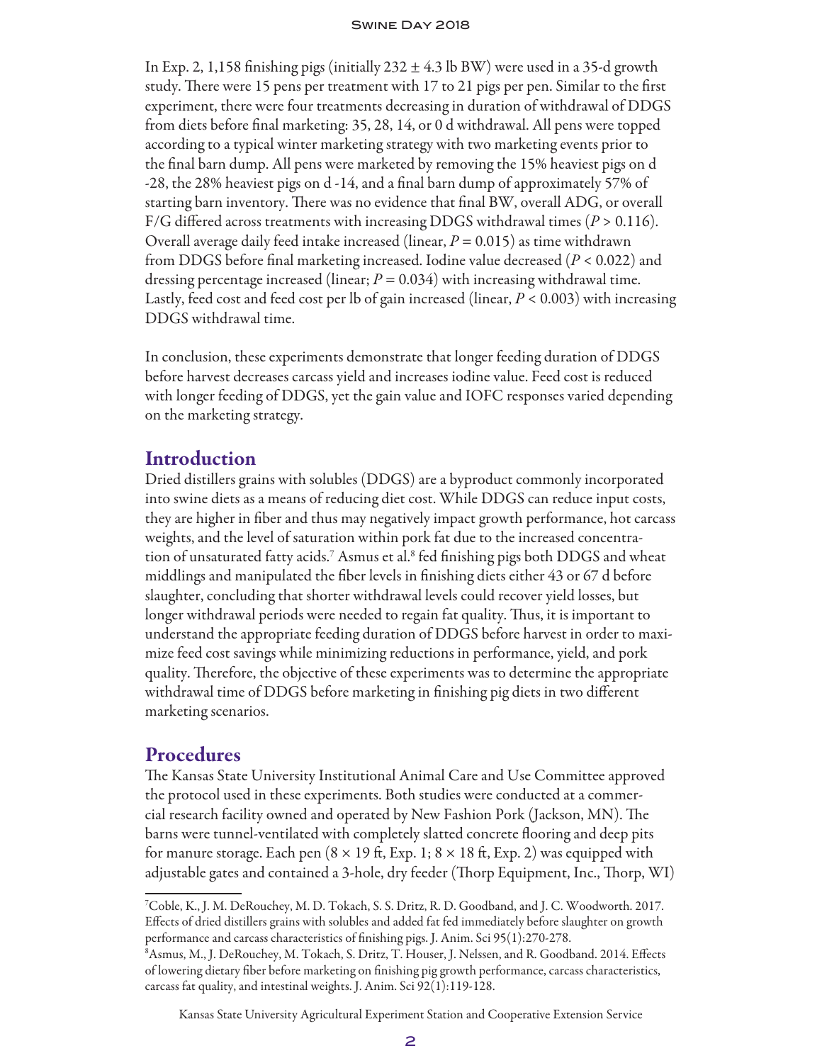In Exp. 2, 1,158 finishing pigs (initially 232 ± 4.3 lb BW) were used in a 35-d growth study. There were 15 pens per treatment with 17 to 21 pigs per pen. Similar to the first experiment, there were four treatments decreasing in duration of withdrawal of DDGS from diets before final marketing: 35, 28, 14, or 0 d withdrawal. All pens were topped according to a typical winter marketing strategy with two marketing events prior to the final barn dump. All pens were marketed by removing the 15% heaviest pigs on d -28, the 28% heaviest pigs on d -14, and a final barn dump of approximately 57% of starting barn inventory. There was no evidence that final BW, overall ADG, or overall F/G differed across treatments with increasing DDGS withdrawal times ($P > 0.116$). Overall average daily feed intake increased (linear, $P = 0.015$) as time withdrawn from DDGS before final marketing increased. Iodine value decreased ($P < 0.022$) and dressing percentage increased (linear; $P = 0.034$) with increasing withdrawal time. Lastly, feed cost and feed cost per lb of gain increased (linear, $P < 0.003$) with increasing DDGS withdrawal time.

In conclusion, these experiments demonstrate that longer feeding duration of DDGS before harvest decreases carcass yield and increases iodine value. Feed cost is reduced with longer feeding of DDGS, yet the gain value and IOFC responses varied depending on the marketing strategy.

## Introduction

Dried distillers grains with solubles (DDGS) are a byproduct commonly incorporated into swine diets as a means of reducing diet cost. While DDGS can reduce input costs, they are higher in fiber and thus may negatively impact growth performance, hot carcass weights, and the level of saturation within pork fat due to the increased concentration of unsaturated fatty acids.[7] Asmus et al.[8] fed finishing pigs both DDGS and wheat middlings and manipulated the fiber levels in finishing diets either 43 or 67 d before slaughter, concluding that shorter withdrawal levels could recover yield losses, but longer withdrawal periods were needed to regain fat quality. Thus, it is important to understand the appropriate feeding duration of DDGS before harvest in order to maximize feed cost savings while minimizing reductions in performance, yield, and pork quality. Therefore, the objective of these experiments was to determine the appropriate withdrawal time of DDGS before marketing in finishing pig diets in two different marketing scenarios.

## Procedures

The Kansas State University Institutional Animal Care and Use Committee approved the protocol used in these experiments. Both studies were conducted at a commercial research facility owned and operated by New Fashion Pork (Jackson, MN). The barns were tunnel-ventilated with completely slatted concrete flooring and deep pits for manure storage. Each pen (8 × 19 ft, Exp. 1; 8 × 18 ft, Exp. 2) was equipped with adjustable gates and contained a 3-hole, dry feeder (Thorp Equipment, Inc., Thorp, WI)

---

[7] Coble, K., J. M. DeRouchey, M. D. Tokach, S. S. Dritz, R. D. Goodband, and J. C. Woodworth. 2017. Effects of dried distillers grains with solubles and added fat fed immediately before slaughter on growth performance and carcass characteristics of finishing pigs. J. Anim. Sci 95(1):270-278.

[8] Asmus, M., J. DeRouchey, M. Tokach, S. Dritz, T. Houser, J. Nelssen, and R. Goodband. 2014. Effects of lowering dietary fiber before marketing on finishing pig growth performance, carcass characteristics, carcass fat quality, and intestinal weights. J. Anim. Sci 92(1):119-128.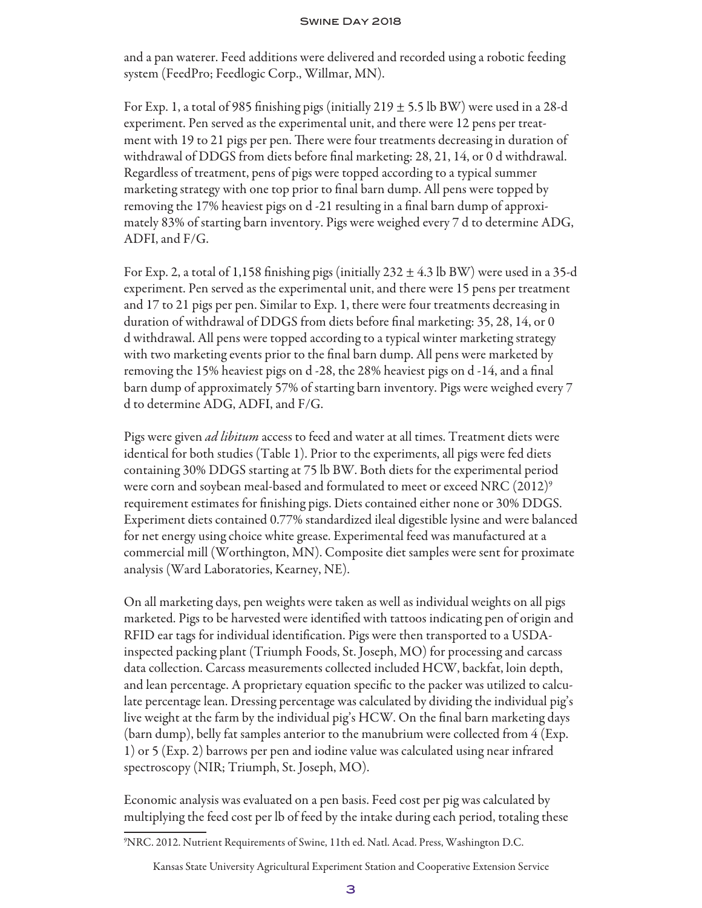and a pan waterer. Feed additions were delivered and recorded using a robotic feeding system (FeedPro; Feedlogic Corp., Willmar, MN).

For Exp. 1, a total of 985 finishing pigs (initially $219 \pm 5.5$ lb BW) were used in a 28-d experiment. Pen served as the experimental unit, and there were 12 pens per treatment with 19 to 21 pigs per pen. There were four treatments decreasing in duration of withdrawal of DDGS from diets before final marketing: 28, 21, 14, or 0 d withdrawal. Regardless of treatment, pens of pigs were topped according to a typical summer marketing strategy with one top prior to final barn dump. All pens were topped by removing the 17% heaviest pigs on d -21 resulting in a final barn dump of approximately 83% of starting barn inventory. Pigs were weighed every 7 d to determine ADG, ADFI, and F/G.

For Exp. 2, a total of 1,158 finishing pigs (initially $232 \pm 4.3$ lb BW) were used in a 35-d experiment. Pen served as the experimental unit, and there were 15 pens per treatment and 17 to 21 pigs per pen. Similar to Exp. 1, there were four treatments decreasing in duration of withdrawal of DDGS from diets before final marketing: 35, 28, 14, or 0 d withdrawal. All pens were topped according to a typical winter marketing strategy with two marketing events prior to the final barn dump. All pens were marketed by removing the 15% heaviest pigs on d -28, the 28% heaviest pigs on d -14, and a final barn dump of approximately 57% of starting barn inventory. Pigs were weighed every 7 d to determine ADG, ADFI, and F/G.

Pigs were given *ad libitum* access to feed and water at all times. Treatment diets were identical for both studies (Table 1). Prior to the experiments, all pigs were fed diets containing 30% DDGS starting at 75 lb BW. Both diets for the experimental period were corn and soybean meal-based and formulated to meet or exceed NRC (2012)[9] requirement estimates for finishing pigs. Diets contained either none or 30% DDGS. Experiment diets contained 0.77% standardized ileal digestible lysine and were balanced for net energy using choice white grease. Experimental feed was manufactured at a commercial mill (Worthington, MN). Composite diet samples were sent for proximate analysis (Ward Laboratories, Kearney, NE).

On all marketing days, pen weights were taken as well as individual weights on all pigs marketed. Pigs to be harvested were identified with tattoos indicating pen of origin and RFID ear tags for individual identification. Pigs were then transported to a USDA-inspected packing plant (Triumph Foods, St. Joseph, MO) for processing and carcass data collection. Carcass measurements collected included HCW, backfat, loin depth, and lean percentage. A proprietary equation specific to the packer was utilized to calculate percentage lean. Dressing percentage was calculated by dividing the individual pig's live weight at the farm by the individual pig's HCW. On the final barn marketing days (barn dump), belly fat samples anterior to the manubrium were collected from 4 (Exp. 1) or 5 (Exp. 2) barrows per pen and iodine value was calculated using near infrared spectroscopy (NIR; Triumph, St. Joseph, MO).

Economic analysis was evaluated on a pen basis. Feed cost per pig was calculated by multiplying the feed cost per lb of feed by the intake during each period, totaling these

[9]NRC. 2012. Nutrient Requirements of Swine, 11th ed. Natl. Acad. Press, Washington D.C.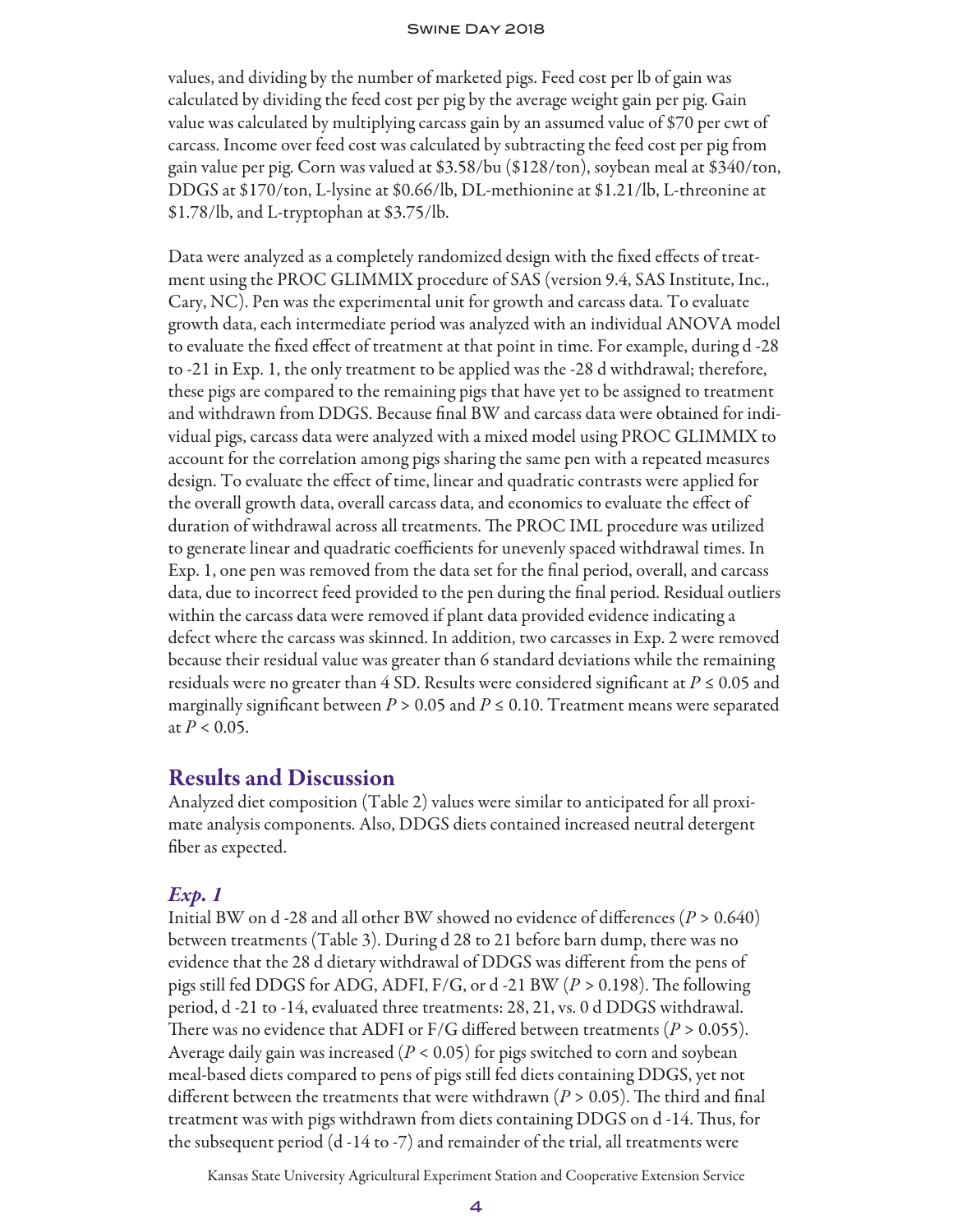values, and dividing by the number of marketed pigs. Feed cost per lb of gain was calculated by dividing the feed cost per pig by the average weight gain per pig. Gain value was calculated by multiplying carcass gain by an assumed value of $70 per cwt of carcass. Income over feed cost was calculated by subtracting the feed cost per pig from gain value per pig. Corn was valued at $3.58/bu ($128/ton), soybean meal at $340/ton, DDGS at $170/ton, L-lysine at $0.66/lb, DL-methionine at $1.21/lb, L-threonine at $1.78/lb, and L-tryptophan at $3.75/lb.

Data were analyzed as a completely randomized design with the fixed effects of treatment using the PROC GLIMMIX procedure of SAS (version 9.4, SAS Institute, Inc., Cary, NC). Pen was the experimental unit for growth and carcass data. To evaluate growth data, each intermediate period was analyzed with an individual ANOVA model to evaluate the fixed effect of treatment at that point in time. For example, during d -28 to -21 in Exp. 1, the only treatment to be applied was the -28 d withdrawal; therefore, these pigs are compared to the remaining pigs that have yet to be assigned to treatment and withdrawn from DDGS. Because final BW and carcass data were obtained for individual pigs, carcass data were analyzed with a mixed model using PROC GLIMMIX to account for the correlation among pigs sharing the same pen with a repeated measures design. To evaluate the effect of time, linear and quadratic contrasts were applied for the overall growth data, overall carcass data, and economics to evaluate the effect of duration of withdrawal across all treatments. The PROC IML procedure was utilized to generate linear and quadratic coefficients for unevenly spaced withdrawal times. In Exp. 1, one pen was removed from the data set for the final period, overall, and carcass data, due to incorrect feed provided to the pen during the final period. Residual outliers within the carcass data were removed if plant data provided evidence indicating a defect where the carcass was skinned. In addition, two carcasses in Exp. 2 were removed because their residual value was greater than 6 standard deviations while the remaining residuals were no greater than 4 SD. Results were considered significant at $P \leq 0.05$ and marginally significant between $P > 0.05$ and $P \leq 0.10$. Treatment means were separated at $P < 0.05$.

## Results and Discussion

Analyzed diet composition (Table 2) values were similar to anticipated for all proximate analysis components. Also, DDGS diets contained increased neutral detergent fiber as expected.

### *Exp. 1*

Initial BW on d -28 and all other BW showed no evidence of differences ($P > 0.640$) between treatments (Table 3). During d 28 to 21 before barn dump, there was no evidence that the 28 d dietary withdrawal of DDGS was different from the pens of pigs still fed DDGS for ADG, ADFI, F/G, or d -21 BW ($P > 0.198$). The following period, d -21 to -14, evaluated three treatments: 28, 21, vs. 0 d DDGS withdrawal. There was no evidence that ADFI or F/G differed between treatments ($P > 0.055$). Average daily gain was increased ($P < 0.05$) for pigs switched to corn and soybean meal-based diets compared to pens of pigs still fed diets containing DDGS, yet not different between the treatments that were withdrawn ($P > 0.05$). The third and final treatment was with pigs withdrawn from diets containing DDGS on d -14. Thus, for the subsequent period (d -14 to -7) and remainder of the trial, all treatments were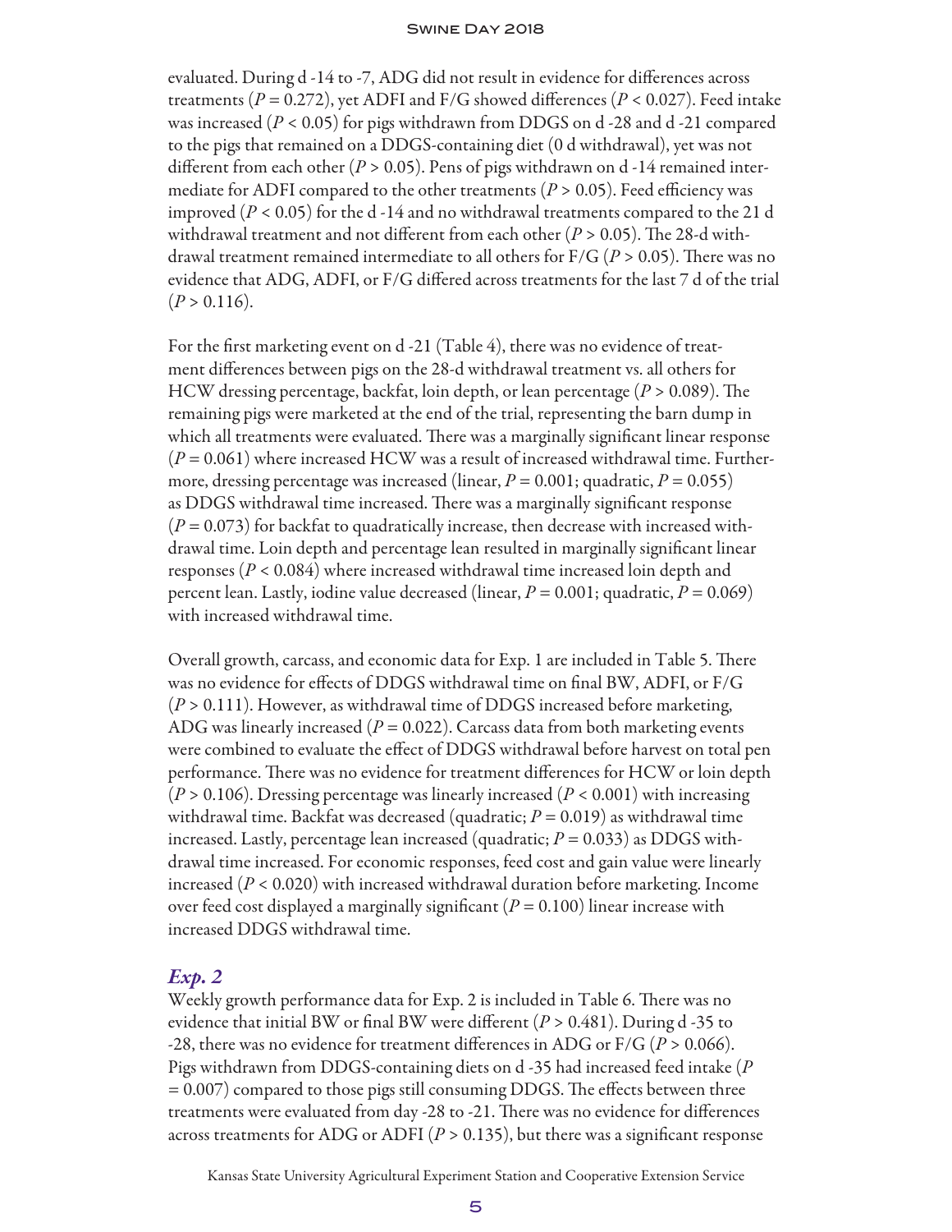evaluated. During d -14 to -7, ADG did not result in evidence for differences across treatments ($P = 0.272$), yet ADFI and F/G showed differences ($P < 0.027$). Feed intake was increased ($P < 0.05$) for pigs withdrawn from DDGS on d -28 and d -21 compared to the pigs that remained on a DDGS-containing diet (0 d withdrawal), yet was not different from each other ($P > 0.05$). Pens of pigs withdrawn on d -14 remained intermediate for ADFI compared to the other treatments ($P > 0.05$). Feed efficiency was improved ($P < 0.05$) for the d -14 and no withdrawal treatments compared to the 21 d withdrawal treatment and not different from each other ($P > 0.05$). The 28-d withdrawal treatment remained intermediate to all others for F/G ($P > 0.05$). There was no evidence that ADG, ADFI, or F/G differed across treatments for the last 7 d of the trial ($P > 0.116$).

For the first marketing event on d -21 (Table 4), there was no evidence of treatment differences between pigs on the 28-d withdrawal treatment vs. all others for HCW dressing percentage, backfat, loin depth, or lean percentage ($P > 0.089$). The remaining pigs were marketed at the end of the trial, representing the barn dump in which all treatments were evaluated. There was a marginally significant linear response ($P = 0.061$) where increased HCW was a result of increased withdrawal time. Furthermore, dressing percentage was increased (linear, $P = 0.001$; quadratic, $P = 0.055$) as DDGS withdrawal time increased. There was a marginally significant response ($P = 0.073$) for backfat to quadratically increase, then decrease with increased withdrawal time. Loin depth and percentage lean resulted in marginally significant linear responses ($P < 0.084$) where increased withdrawal time increased loin depth and percent lean. Lastly, iodine value decreased (linear, $P = 0.001$; quadratic, $P = 0.069$) with increased withdrawal time.

Overall growth, carcass, and economic data for Exp. 1 are included in Table 5. There was no evidence for effects of DDGS withdrawal time on final BW, ADFI, or F/G ($P > 0.111$). However, as withdrawal time of DDGS increased before marketing, ADG was linearly increased ($P = 0.022$). Carcass data from both marketing events were combined to evaluate the effect of DDGS withdrawal before harvest on total pen performance. There was no evidence for treatment differences for HCW or loin depth ($P > 0.106$). Dressing percentage was linearly increased ($P < 0.001$) with increasing withdrawal time. Backfat was decreased (quadratic; $P = 0.019$) as withdrawal time increased. Lastly, percentage lean increased (quadratic; $P = 0.033$) as DDGS withdrawal time increased. For economic responses, feed cost and gain value were linearly increased ($P < 0.020$) with increased withdrawal duration before marketing. Income over feed cost displayed a marginally significant ($P = 0.100$) linear increase with increased DDGS withdrawal time.

### *Exp. 2*

Weekly growth performance data for Exp. 2 is included in Table 6. There was no evidence that initial BW or final BW were different ($P > 0.481$). During d -35 to -28, there was no evidence for treatment differences in ADG or F/G ($P > 0.066$). Pigs withdrawn from DDGS-containing diets on d -35 had increased feed intake ($P = 0.007$) compared to those pigs still consuming DDGS. The effects between three treatments were evaluated from day -28 to -21. There was no evidence for differences across treatments for ADG or ADFI ($P > 0.135$), but there was a significant response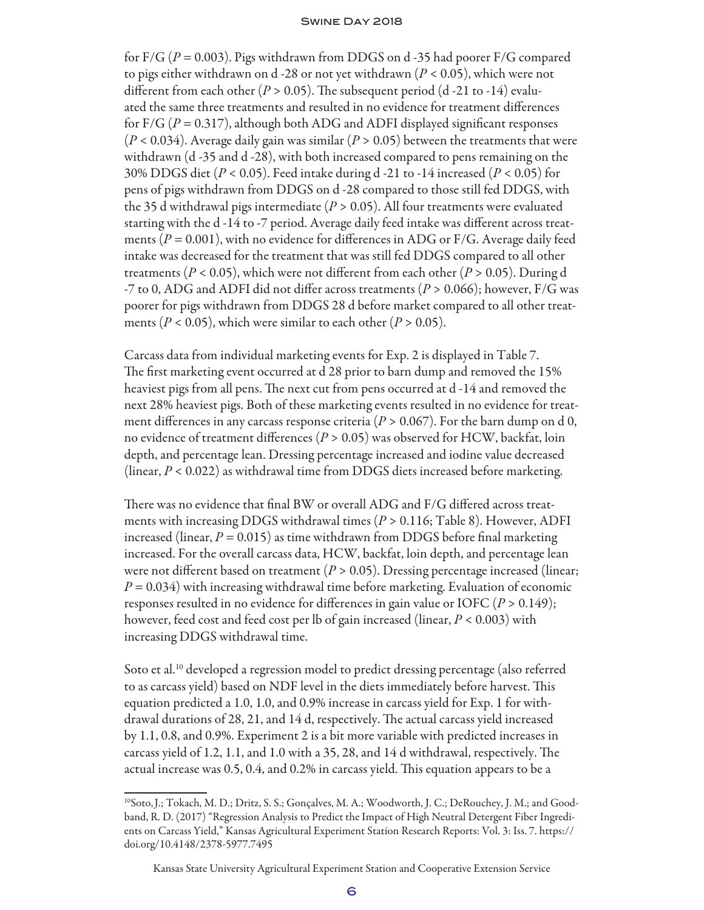for F/G ($P = 0.003$). Pigs withdrawn from DDGS on d -35 had poorer F/G compared to pigs either withdrawn on d -28 or not yet withdrawn ($P < 0.05$), which were not different from each other ($P > 0.05$). The subsequent period (d -21 to -14) evaluated the same three treatments and resulted in no evidence for treatment differences for F/G ($P = 0.317$), although both ADG and ADFI displayed significant responses ($P < 0.034$). Average daily gain was similar ($P > 0.05$) between the treatments that were withdrawn (d -35 and d -28), with both increased compared to pens remaining on the 30% DDGS diet ($P < 0.05$). Feed intake during d -21 to -14 increased ($P < 0.05$) for pens of pigs withdrawn from DDGS on d -28 compared to those still fed DDGS, with the 35 d withdrawal pigs intermediate ($P > 0.05$). All four treatments were evaluated starting with the d -14 to -7 period. Average daily feed intake was different across treatments ($P = 0.001$), with no evidence for differences in ADG or F/G. Average daily feed intake was decreased for the treatment that was still fed DDGS compared to all other treatments ($P < 0.05$), which were not different from each other ($P > 0.05$). During d -7 to 0, ADG and ADFI did not differ across treatments ($P > 0.066$); however, F/G was poorer for pigs withdrawn from DDGS 28 d before market compared to all other treatments ($P < 0.05$), which were similar to each other ($P > 0.05$).

Carcass data from individual marketing events for Exp. 2 is displayed in Table 7. The first marketing event occurred at d 28 prior to barn dump and removed the 15% heaviest pigs from all pens. The next cut from pens occurred at d -14 and removed the next 28% heaviest pigs. Both of these marketing events resulted in no evidence for treatment differences in any carcass response criteria ($P > 0.067$). For the barn dump on d 0, no evidence of treatment differences ($P > 0.05$) was observed for HCW, backfat, loin depth, and percentage lean. Dressing percentage increased and iodine value decreased (linear, $P < 0.022$) as withdrawal time from DDGS diets increased before marketing.

There was no evidence that final BW or overall ADG and F/G differed across treatments with increasing DDGS withdrawal times ($P > 0.116$; Table 8). However, ADFI increased (linear, $P = 0.015$) as time withdrawn from DDGS before final marketing increased. For the overall carcass data, HCW, backfat, loin depth, and percentage lean were not different based on treatment ($P > 0.05$). Dressing percentage increased (linear; $P = 0.034$) with increasing withdrawal time before marketing. Evaluation of economic responses resulted in no evidence for differences in gain value or IOFC ($P > 0.149$); however, feed cost and feed cost per lb of gain increased (linear, $P < 0.003$) with increasing DDGS withdrawal time.

Soto et al.[10] developed a regression model to predict dressing percentage (also referred to as carcass yield) based on NDF level in the diets immediately before harvest. This equation predicted a 1.0, 1.0, and 0.9% increase in carcass yield for Exp. 1 for withdrawal durations of 28, 21, and 14 d, respectively. The actual carcass yield increased by 1.1, 0.8, and 0.9%. Experiment 2 is a bit more variable with predicted increases in carcass yield of 1.2, 1.1, and 1.0 with a 35, 28, and 14 d withdrawal, respectively. The actual increase was 0.5, 0.4, and 0.2% in carcass yield. This equation appears to be a

[10] Soto, J.; Tokach, M. D.; Dritz, S. S.; Gonçalves, M. A.; Woodworth, J. C.; DeRouchey, J. M.; and Goodband, R. D. (2017) "Regression Analysis to Predict the Impact of High Neutral Detergent Fiber Ingredients on Carcass Yield," Kansas Agricultural Experiment Station Research Reports: Vol. 3: Iss. 7. https://doi.org/10.4148/2378-5977.7495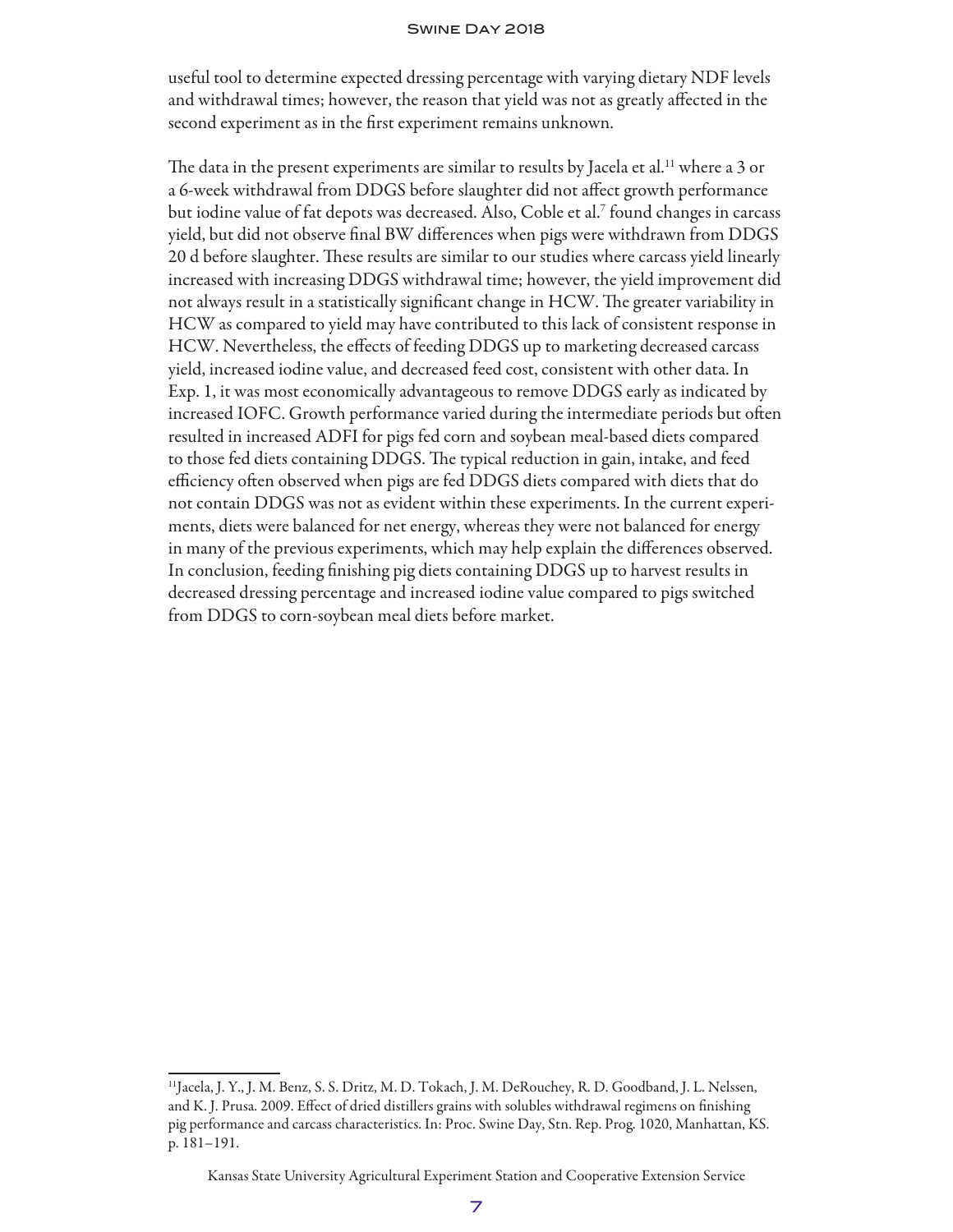useful tool to determine expected dressing percentage with varying dietary NDF levels and withdrawal times; however, the reason that yield was not as greatly affected in the second experiment as in the first experiment remains unknown.

The data in the present experiments are similar to results by Jacela et al.[11] where a 3 or a 6-week withdrawal from DDGS before slaughter did not affect growth performance but iodine value of fat depots was decreased. Also, Coble et al.[7] found changes in carcass yield, but did not observe final BW differences when pigs were withdrawn from DDGS 20 d before slaughter. These results are similar to our studies where carcass yield linearly increased with increasing DDGS withdrawal time; however, the yield improvement did not always result in a statistically significant change in HCW. The greater variability in HCW as compared to yield may have contributed to this lack of consistent response in HCW. Nevertheless, the effects of feeding DDGS up to marketing decreased carcass yield, increased iodine value, and decreased feed cost, consistent with other data. In Exp. 1, it was most economically advantageous to remove DDGS early as indicated by increased IOFC. Growth performance varied during the intermediate periods but often resulted in increased ADFI for pigs fed corn and soybean meal-based diets compared to those fed diets containing DDGS. The typical reduction in gain, intake, and feed efficiency often observed when pigs are fed DDGS diets compared with diets that do not contain DDGS was not as evident within these experiments. In the current experiments, diets were balanced for net energy, whereas they were not balanced for energy in many of the previous experiments, which may help explain the differences observed. In conclusion, feeding finishing pig diets containing DDGS up to harvest results in decreased dressing percentage and increased iodine value compared to pigs switched from DDGS to corn-soybean meal diets before market.

[11]Jacela, J. Y., J. M. Benz, S. S. Dritz, M. D. Tokach, J. M. DeRouchey, R. D. Goodband, J. L. Nelssen, and K. J. Prusa. 2009. Effect of dried distillers grains with solubles withdrawal regimens on finishing pig performance and carcass characteristics. In: Proc. Swine Day, Stn. Rep. Prog. 1020, Manhattan, KS. p. 181–191.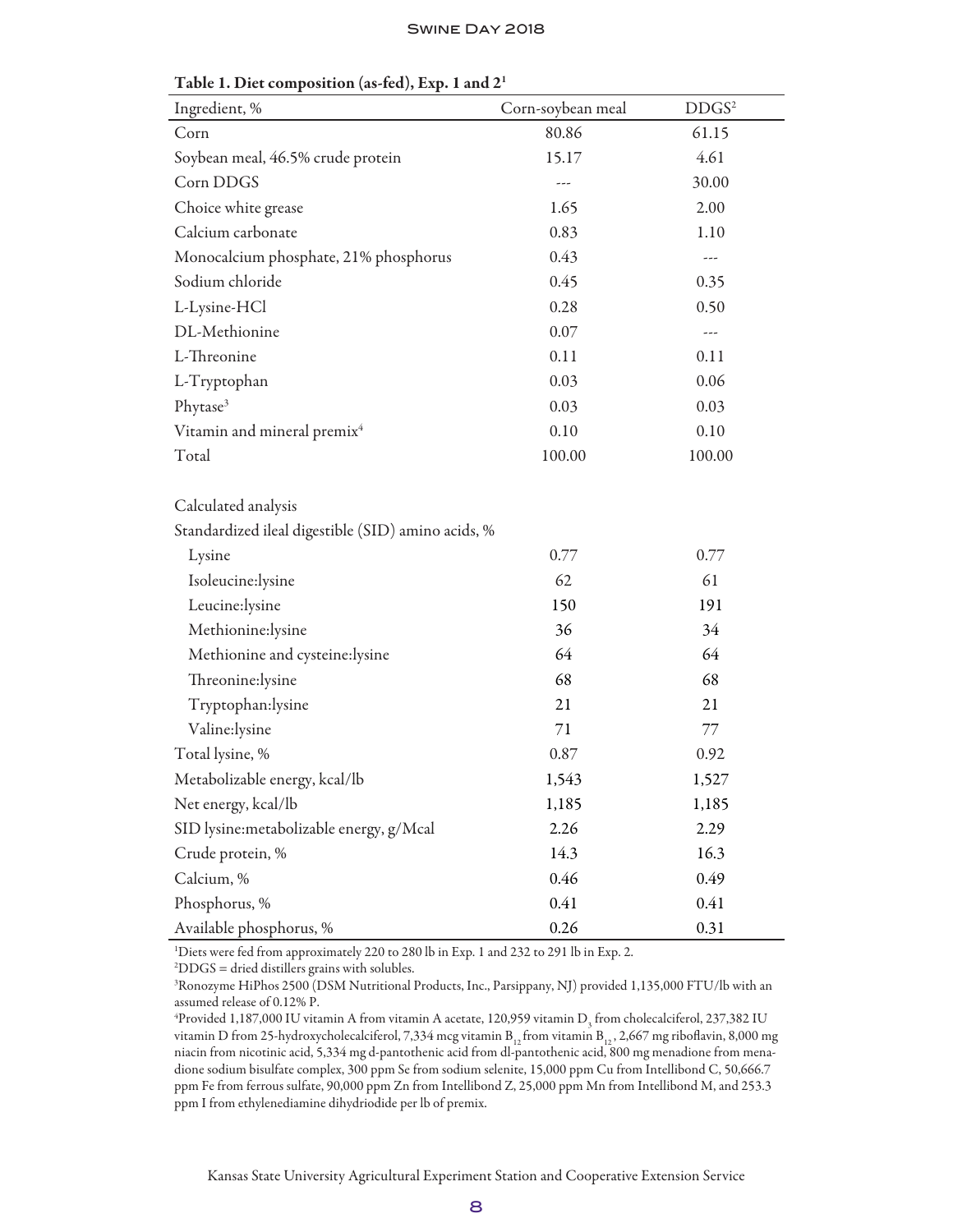Table 1. Diet composition (as-fed), Exp. 1 and 2[1]

| Ingredient, % | Corn-soybean meal | DDGS[2] |
|---|---|---|
| Corn | 80.86 | 61.15 |
| Soybean meal, 46.5% crude protein | 15.17 | 4.61 |
| Corn DDGS | --- | 30.00 |
| Choice white grease | 1.65 | 2.00 |
| Calcium carbonate | 0.83 | 1.10 |
| Monocalcium phosphate, 21% phosphorus | 0.43 | --- |
| Sodium chloride | 0.45 | 0.35 |
| L-Lysine-HCl | 0.28 | 0.50 |
| DL-Methionine | 0.07 | --- |
| L-Threonine | 0.11 | 0.11 |
| L-Tryptophan | 0.03 | 0.06 |
| Phytase[3] | 0.03 | 0.03 |
| Vitamin and mineral premix[4] | 0.10 | 0.10 |
| Total | 100.00 | 100.00 |
| | | |
| Calculated analysis | | |
| Standardized ileal digestible (SID) amino acids, % | | |
| Lysine | 0.77 | 0.77 |
| Isoleucine:lysine | 62 | 61 |
| Leucine:lysine | 150 | 191 |
| Methionine:lysine | 36 | 34 |
| Methionine and cysteine:lysine | 64 | 64 |
| Threonine:lysine | 68 | 68 |
| Tryptophan:lysine | 21 | 21 |
| Valine:lysine | 71 | 77 |
| Total lysine, % | 0.87 | 0.92 |
| Metabolizable energy, kcal/lb | 1,543 | 1,527 |
| Net energy, kcal/lb | 1,185 | 1,185 |
| SID lysine:metabolizable energy, g/Mcal | 2.26 | 2.29 |
| Crude protein, % | 14.3 | 16.3 |
| Calcium, % | 0.46 | 0.49 |
| Phosphorus, % | 0.41 | 0.41 |
| Available phosphorus, % | 0.26 | 0.31 |

[1]Diets were fed from approximately 220 to 280 lb in Exp. 1 and 232 to 291 lb in Exp. 2.

[2]DDGS = dried distillers grains with solubles.

[3]Ronozyme HiPhos 2500 (DSM Nutritional Products, Inc., Parsippany, NJ) provided 1,135,000 FTU/lb with an assumed release of 0.12% P.

[4]Provided 1,187,000 IU vitamin A from vitamin A acetate, 120,959 vitamin $D_3$ from cholecalciferol, 237,382 IU vitamin D from 25-hydroxycholecalciferol, 7,334 mcg vitamin $B_{12}$ from vitamin $B_{12}$, 2,667 mg riboflavin, 8,000 mg niacin from nicotinic acid, 5,334 mg d-pantothenic acid from dl-pantothenic acid, 800 mg menadione from menadione sodium bisulfate complex, 300 ppm Se from sodium selenite, 15,000 ppm Cu from Intellibond C, 50,666.7 ppm Fe from ferrous sulfate, 90,000 ppm Zn from Intellibond Z, 25,000 ppm Mn from Intellibond M, and 253.3 ppm I from ethylenediamine dihydriodide per lb of premix.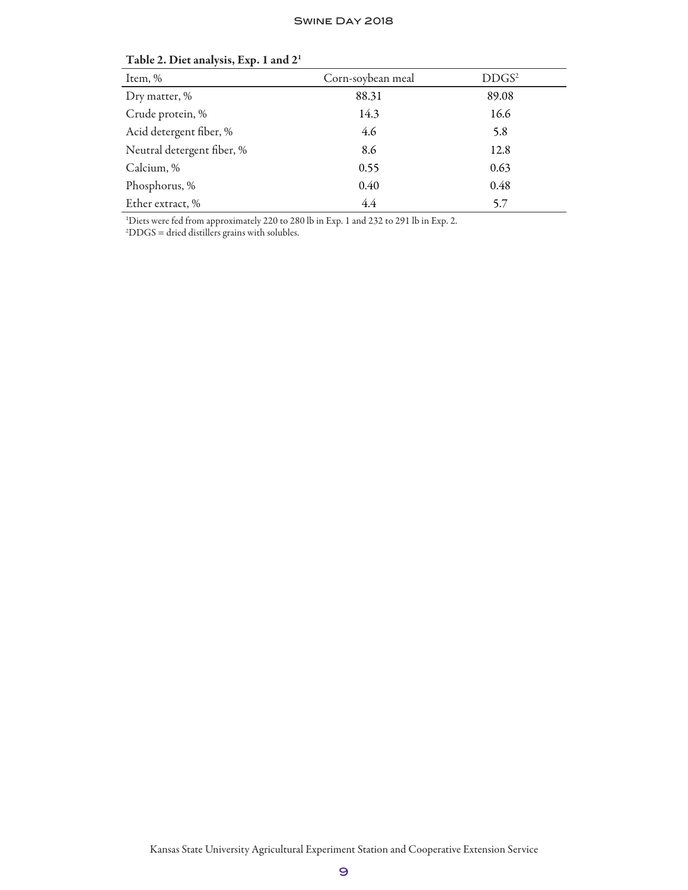**Table 2. Diet analysis, Exp. 1 and 2[1]**

| Item, % | Corn-soybean meal | DDGS[2] |
|---|---|---|
| Dry matter, % | 88.31 | 89.08 |
| Crude protein, % | 14.3 | 16.6 |
| Acid detergent fiber, % | 4.6 | 5.8 |
| Neutral detergent fiber, % | 8.6 | 12.8 |
| Calcium, % | 0.55 | 0.63 |
| Phosphorus, % | 0.40 | 0.48 |
| Ether extract, % | 4.4 | 5.7 |

[1]Diets were fed from approximately 220 to 280 lb in Exp. 1 and 232 to 291 lb in Exp. 2.
[2]DDGS = dried distillers grains with solubles.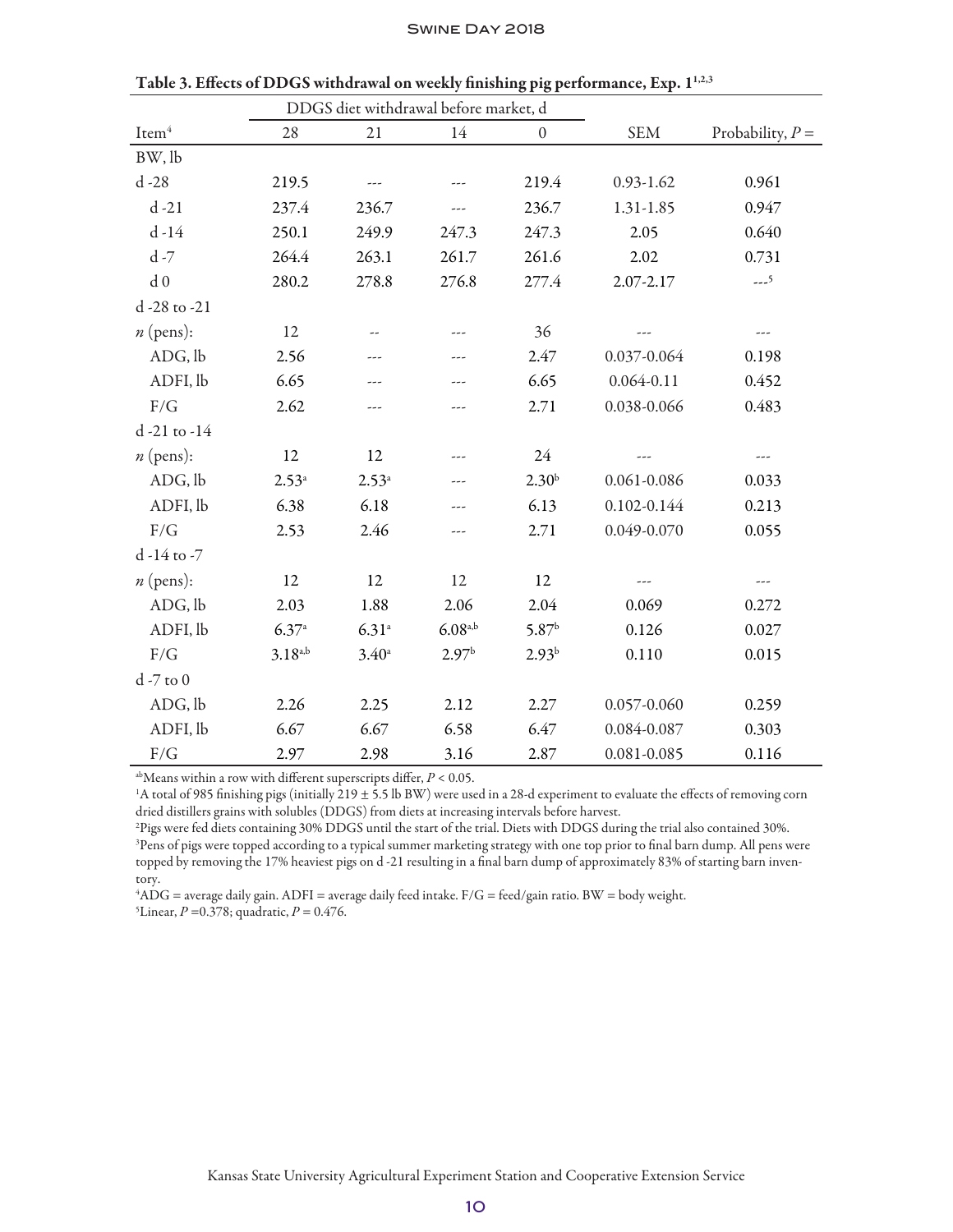Table 3. Effects of DDGS withdrawal on weekly finishing pig performance, Exp. 1[1,2,3]

| | DDGS diet withdrawal before market, d | | | | | |
|---|---|---|---|---|---|---|
| Item[4] | 28 | 21 | 14 | 0 | SEM | Probability, $P =$ |
| BW, lb | | | | | | |
| d -28 | 219.5 | --- | --- | 219.4 | 0.93-1.62 | 0.961 |
| d -21 | 237.4 | 236.7 | --- | 236.7 | 1.31-1.85 | 0.947 |
| d -14 | 250.1 | 249.9 | 247.3 | 247.3 | 2.05 | 0.640 |
| d -7 | 264.4 | 263.1 | 261.7 | 261.6 | 2.02 | 0.731 |
| d 0 | 280.2 | 278.8 | 276.8 | 277.4 | 2.07-2.17 | ---[5] |
| d -28 to -21 | | | | | | |
| $n$ (pens): | 12 | -- | --- | 36 | --- | --- |
| ADG, lb | 2.56 | --- | --- | 2.47 | 0.037-0.064 | 0.198 |
| ADFI, lb | 6.65 | --- | --- | 6.65 | 0.064-0.11 | 0.452 |
| F/G | 2.62 | --- | --- | 2.71 | 0.038-0.066 | 0.483 |
| d -21 to -14 | | | | | | |
| $n$ (pens): | 12 | 12 | --- | 24 | --- | --- |
| ADG, lb | 2.53[a] | 2.53[a] | --- | 2.30[b] | 0.061-0.086 | 0.033 |
| ADFI, lb | 6.38 | 6.18 | --- | 6.13 | 0.102-0.144 | 0.213 |
| F/G | 2.53 | 2.46 | --- | 2.71 | 0.049-0.070 | 0.055 |
| d -14 to -7 | | | | | | |
| $n$ (pens): | 12 | 12 | 12 | 12 | --- | --- |
| ADG, lb | 2.03 | 1.88 | 2.06 | 2.04 | 0.069 | 0.272 |
| ADFI, lb | 6.37[a] | 6.31[a] | 6.08[a,b] | 5.87[b] | 0.126 | 0.027 |
| F/G | 3.18[a,b] | 3.40[a] | 2.97[b] | 2.93[b] | 0.110 | 0.015 |
| d -7 to 0 | | | | | | |
| ADG, lb | 2.26 | 2.25 | 2.12 | 2.27 | 0.057-0.060 | 0.259 |
| ADFI, lb | 6.67 | 6.67 | 6.58 | 6.47 | 0.084-0.087 | 0.303 |
| F/G | 2.97 | 2.98 | 3.16 | 2.87 | 0.081-0.085 | 0.116 |

[ab]Means within a row with different superscripts differ, $P < 0.05$.

[1]A total of 985 finishing pigs (initially 219 ± 5.5 lb BW) were used in a 28-d experiment to evaluate the effects of removing corn dried distillers grains with solubles (DDGS) from diets at increasing intervals before harvest.

[2]Pigs were fed diets containing 30% DDGS until the start of the trial. Diets with DDGS during the trial also contained 30%.

[3]Pens of pigs were topped according to a typical summer marketing strategy with one top prior to final barn dump. All pens were topped by removing the 17% heaviest pigs on d -21 resulting in a final barn dump of approximately 83% of starting barn inventory.

[4]ADG = average daily gain. ADFI = average daily feed intake. F/G = feed/gain ratio. BW = body weight.

[5]Linear, $P = 0.378$; quadratic, $P = 0.476$.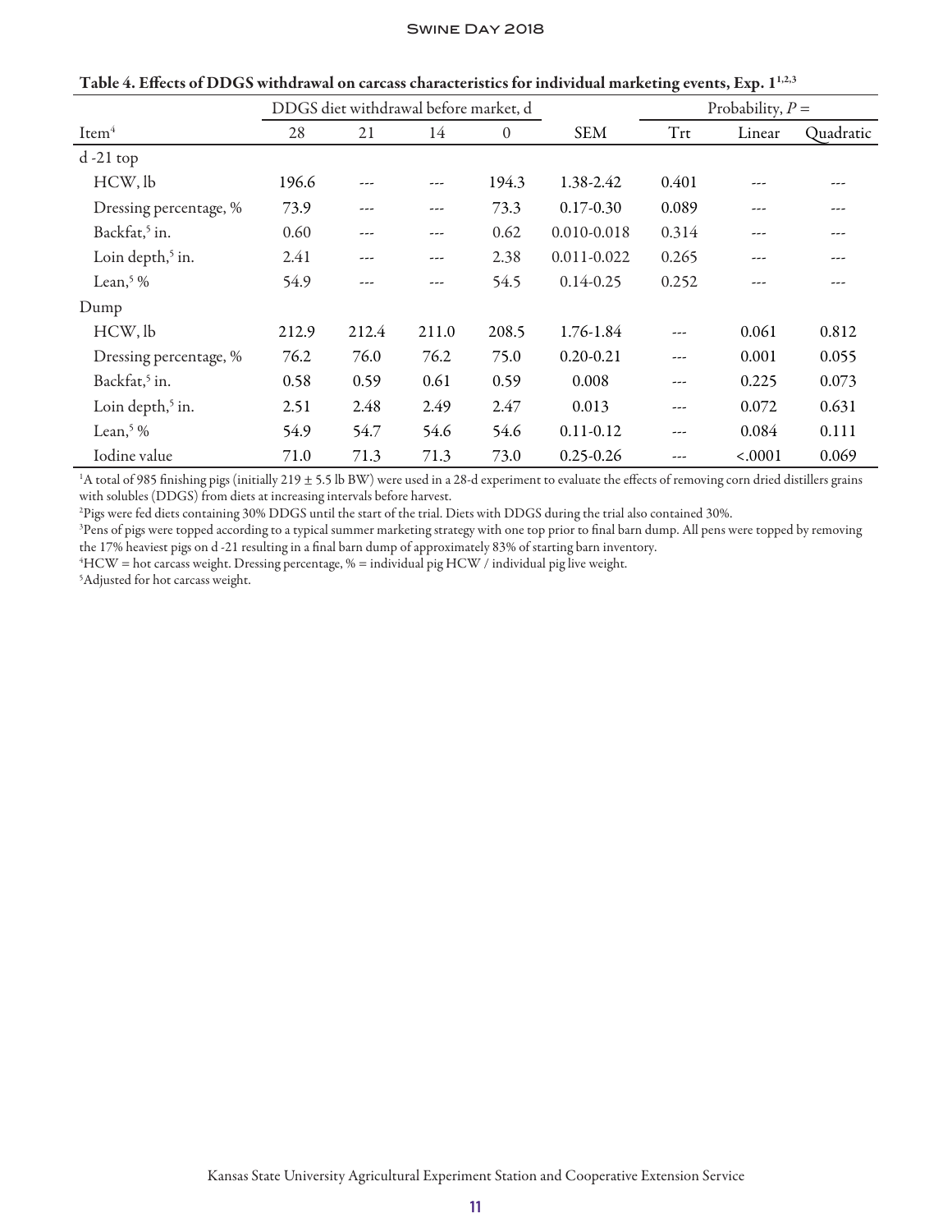**Table 4. Effects of DDGS withdrawal on carcass characteristics for individual marketing events, Exp. 1[1,2,3]**

| | DDGS diet withdrawal before market, d | | | | | Probability, $P =$ | | |
|---|---|---|---|---|---|---|---|---|
| Item[4] | 28 | 21 | 14 | 0 | SEM | Trt | Linear | Quadratic |
| d -21 top | | | | | | | | |
| HCW, lb | 196.6 | --- | --- | 194.3 | 1.38-2.42 | 0.401 | --- | --- |
| Dressing percentage, % | 73.9 | --- | --- | 73.3 | 0.17-0.30 | 0.089 | --- | --- |
| Backfat,[5] in. | 0.60 | --- | --- | 0.62 | 0.010-0.018 | 0.314 | --- | --- |
| Loin depth,[5] in. | 2.41 | --- | --- | 2.38 | 0.011-0.022 | 0.265 | --- | --- |
| Lean,[5] % | 54.9 | --- | --- | 54.5 | 0.14-0.25 | 0.252 | --- | --- |
| Dump | | | | | | | | |
| HCW, lb | 212.9 | 212.4 | 211.0 | 208.5 | 1.76-1.84 | --- | 0.061 | 0.812 |
| Dressing percentage, % | 76.2 | 76.0 | 76.2 | 75.0 | 0.20-0.21 | --- | 0.001 | 0.055 |
| Backfat,[5] in. | 0.58 | 0.59 | 0.61 | 0.59 | 0.008 | --- | 0.225 | 0.073 |
| Loin depth,[5] in. | 2.51 | 2.48 | 2.49 | 2.47 | 0.013 | --- | 0.072 | 0.631 |
| Lean,[5] % | 54.9 | 54.7 | 54.6 | 54.6 | 0.11-0.12 | --- | 0.084 | 0.111 |
| Iodine value | 71.0 | 71.3 | 71.3 | 73.0 | 0.25-0.26 | --- | <.0001 | 0.069 |

[1]A total of 985 finishing pigs (initially 219 ± 5.5 lb BW) were used in a 28-d experiment to evaluate the effects of removing corn dried distillers grains with solubles (DDGS) from diets at increasing intervals before harvest.

[2]Pigs were fed diets containing 30% DDGS until the start of the trial. Diets with DDGS during the trial also contained 30%.

[3]Pens of pigs were topped according to a typical summer marketing strategy with one top prior to final barn dump. All pens were topped by removing the 17% heaviest pigs on d -21 resulting in a final barn dump of approximately 83% of starting barn inventory.

[4]HCW = hot carcass weight. Dressing percentage, % = individual pig HCW / individual pig live weight.

[5]Adjusted for hot carcass weight.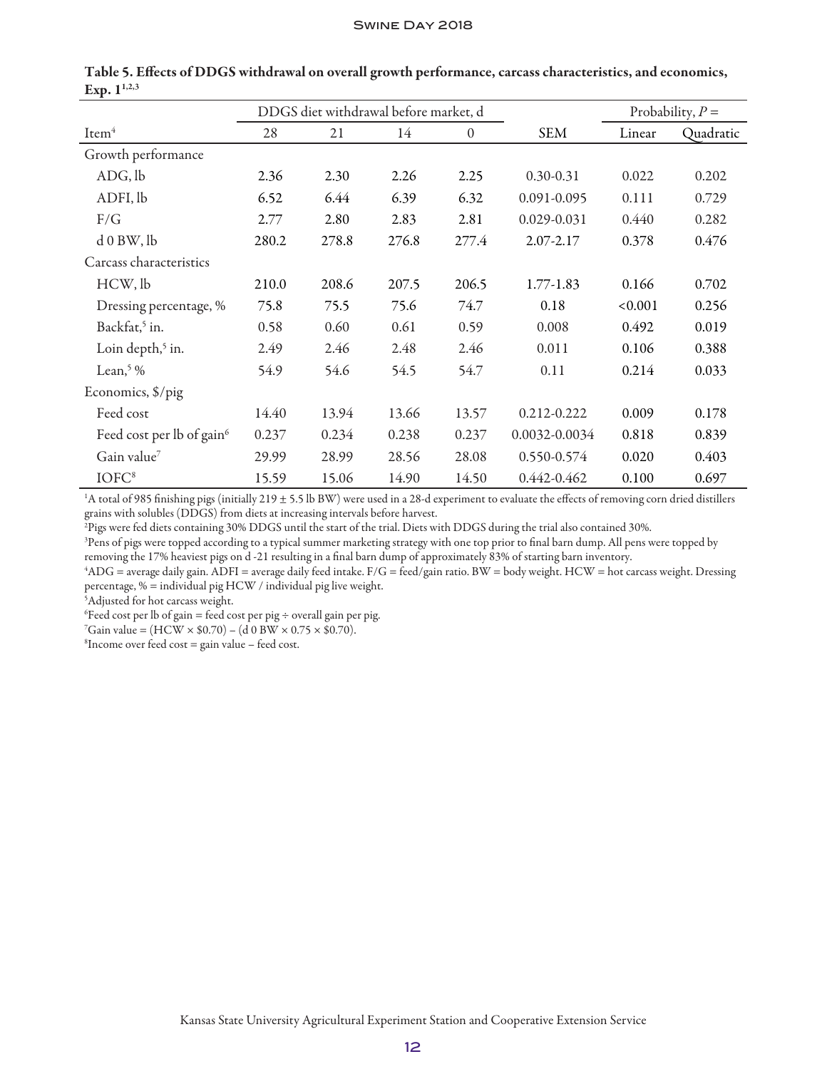**Table 5. Effects of DDGS withdrawal on overall growth performance, carcass characteristics, and economics, Exp. 1[1,2,3]**

| | DDGS diet withdrawal before market, d | | | | | Probability, $P =$ | |
|---|---|---|---|---|---|---|---|
| Item[4] | 28 | 21 | 14 | 0 | SEM | Linear | Quadratic |
| Growth performance | | | | | | | |
| ADG, lb | 2.36 | 2.30 | 2.26 | 2.25 | 0.30-0.31 | 0.022 | 0.202 |
| ADFI, lb | 6.52 | 6.44 | 6.39 | 6.32 | 0.091-0.095 | 0.111 | 0.729 |
| F/G | 2.77 | 2.80 | 2.83 | 2.81 | 0.029-0.031 | 0.440 | 0.282 |
| d 0 BW, lb | 280.2 | 278.8 | 276.8 | 277.4 | 2.07-2.17 | 0.378 | 0.476 |
| Carcass characteristics | | | | | | | |
| HCW, lb | 210.0 | 208.6 | 207.5 | 206.5 | 1.77-1.83 | 0.166 | 0.702 |
| Dressing percentage, % | 75.8 | 75.5 | 75.6 | 74.7 | 0.18 | <0.001 | 0.256 |
| Backfat,[5] in. | 0.58 | 0.60 | 0.61 | 0.59 | 0.008 | 0.492 | 0.019 |
| Loin depth,[5] in. | 2.49 | 2.46 | 2.48 | 2.46 | 0.011 | 0.106 | 0.388 |
| Lean,[5] % | 54.9 | 54.6 | 54.5 | 54.7 | 0.11 | 0.214 | 0.033 |
| Economics, $/pig | | | | | | | |
| Feed cost | 14.40 | 13.94 | 13.66 | 13.57 | 0.212-0.222 | 0.009 | 0.178 |
| Feed cost per lb of gain[6] | 0.237 | 0.234 | 0.238 | 0.237 | 0.0032-0.0034 | 0.818 | 0.839 |
| Gain value[7] | 29.99 | 28.99 | 28.56 | 28.08 | 0.550-0.574 | 0.020 | 0.403 |
| IOFC[8] | 15.59 | 15.06 | 14.90 | 14.50 | 0.442-0.462 | 0.100 | 0.697 |

[1]A total of 985 finishing pigs (initially 219 ± 5.5 lb BW) were used in a 28-d experiment to evaluate the effects of removing corn dried distillers grains with solubles (DDGS) from diets at increasing intervals before harvest.

[2]Pigs were fed diets containing 30% DDGS until the start of the trial. Diets with DDGS during the trial also contained 30%.

[3]Pens of pigs were topped according to a typical summer marketing strategy with one top prior to final barn dump. All pens were topped by removing the 17% heaviest pigs on d -21 resulting in a final barn dump of approximately 83% of starting barn inventory.

[4]ADG = average daily gain. ADFI = average daily feed intake. F/G = feed/gain ratio. BW = body weight. HCW = hot carcass weight. Dressing percentage, % = individual pig HCW / individual pig live weight.

[5]Adjusted for hot carcass weight.

[6]Feed cost per lb of gain = feed cost per pig ÷ overall gain per pig.

[7]Gain value = (HCW × $0.70) – (d 0 BW × 0.75 × $0.70).

[8]Income over feed cost = gain value – feed cost.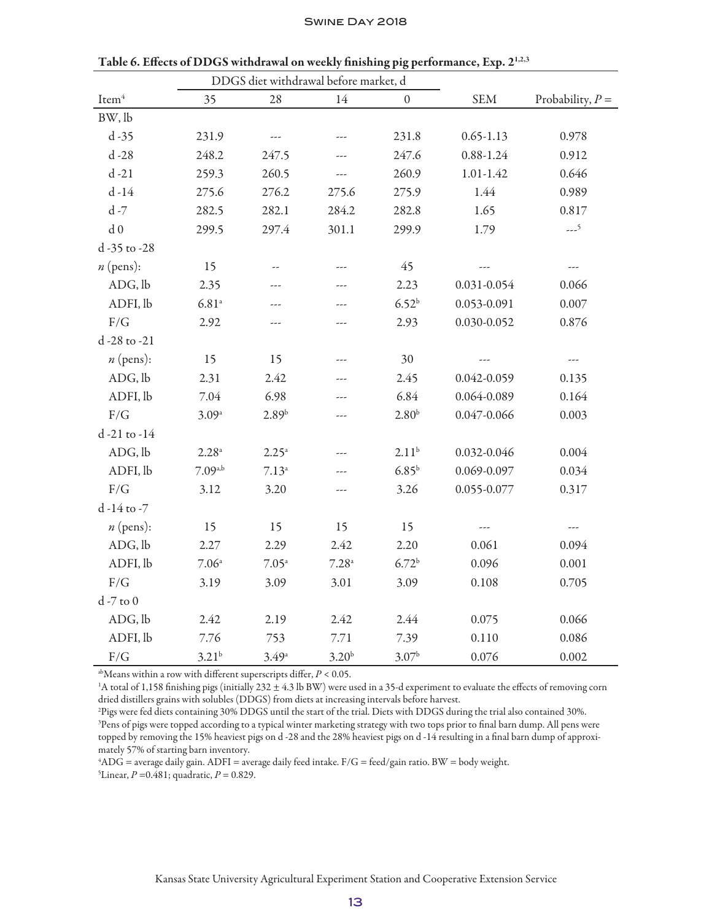**Table 6. Effects of DDGS withdrawal on weekly finishing pig performance, Exp. 2[1,2,3]**

| Item[4] | DDGS diet withdrawal before market, d | | | | SEM | Probability, $P =$ |
|---|---|---|---|---|---|---|
| | 35 | 28 | 14 | 0 | | |
| BW, lb | | | | | | |
| d -35 | 231.9 | --- | --- | 231.8 | 0.65-1.13 | 0.978 |
| d -28 | 248.2 | 247.5 | --- | 247.6 | 0.88-1.24 | 0.912 |
| d -21 | 259.3 | 260.5 | --- | 260.9 | 1.01-1.42 | 0.646 |
| d -14 | 275.6 | 276.2 | 275.6 | 275.9 | 1.44 | 0.989 |
| d -7 | 282.5 | 282.1 | 284.2 | 282.8 | 1.65 | 0.817 |
| d 0 | 299.5 | 297.4 | 301.1 | 299.9 | 1.79 | ---[5] |
| d -35 to -28 | | | | | | |
| *n* (pens): | 15 | -- | --- | 45 | --- | --- |
| ADG, lb | 2.35 | --- | --- | 2.23 | 0.031-0.054 | 0.066 |
| ADFI, lb | 6.81[a] | --- | --- | 6.52[b] | 0.053-0.091 | 0.007 |
| F/G | 2.92 | --- | --- | 2.93 | 0.030-0.052 | 0.876 |
| d -28 to -21 | | | | | | |
| *n* (pens): | 15 | 15 | --- | 30 | --- | --- |
| ADG, lb | 2.31 | 2.42 | --- | 2.45 | 0.042-0.059 | 0.135 |
| ADFI, lb | 7.04 | 6.98 | --- | 6.84 | 0.064-0.089 | 0.164 |
| F/G | 3.09[a] | 2.89[b] | --- | 2.80[b] | 0.047-0.066 | 0.003 |
| d -21 to -14 | | | | | | |
| ADG, lb | 2.28[a] | 2.25[a] | --- | 2.11[b] | 0.032-0.046 | 0.004 |
| ADFI, lb | 7.09[a,b] | 7.13[a] | --- | 6.85[b] | 0.069-0.097 | 0.034 |
| F/G | 3.12 | 3.20 | --- | 3.26 | 0.055-0.077 | 0.317 |
| d -14 to -7 | | | | | | |
| *n* (pens): | 15 | 15 | 15 | 15 | --- | --- |
| ADG, lb | 2.27 | 2.29 | 2.42 | 2.20 | 0.061 | 0.094 |
| ADFI, lb | 7.06[a] | 7.05[a] | 7.28[a] | 6.72[b] | 0.096 | 0.001 |
| F/G | 3.19 | 3.09 | 3.01 | 3.09 | 0.108 | 0.705 |
| d -7 to 0 | | | | | | |
| ADG, lb | 2.42 | 2.19 | 2.42 | 2.44 | 0.075 | 0.066 |
| ADFI, lb | 7.76 | 753 | 7.71 | 7.39 | 0.110 | 0.086 |
| F/G | 3.21[b] | 3.49[a] | 3.20[b] | 3.07[b] | 0.076 | 0.002 |

[ab]Means within a row with different superscripts differ, $P < 0.05$.

[1]A total of 1,158 finishing pigs (initially 232 ± 4.3 lb BW) were used in a 35-d experiment to evaluate the effects of removing corn dried distillers grains with solubles (DDGS) from diets at increasing intervals before harvest.

[2]Pigs were fed diets containing 30% DDGS until the start of the trial. Diets with DDGS during the trial also contained 30%.

[3]Pens of pigs were topped according to a typical winter marketing strategy with two tops prior to final barn dump. All pens were topped by removing the 15% heaviest pigs on d -28 and the 28% heaviest pigs on d -14 resulting in a final barn dump of approximately 57% of starting barn inventory.

[4]ADG = average daily gain. ADFI = average daily feed intake. F/G = feed/gain ratio. BW = body weight.

[5]Linear, $P$ =0.481; quadratic, $P$ = 0.829.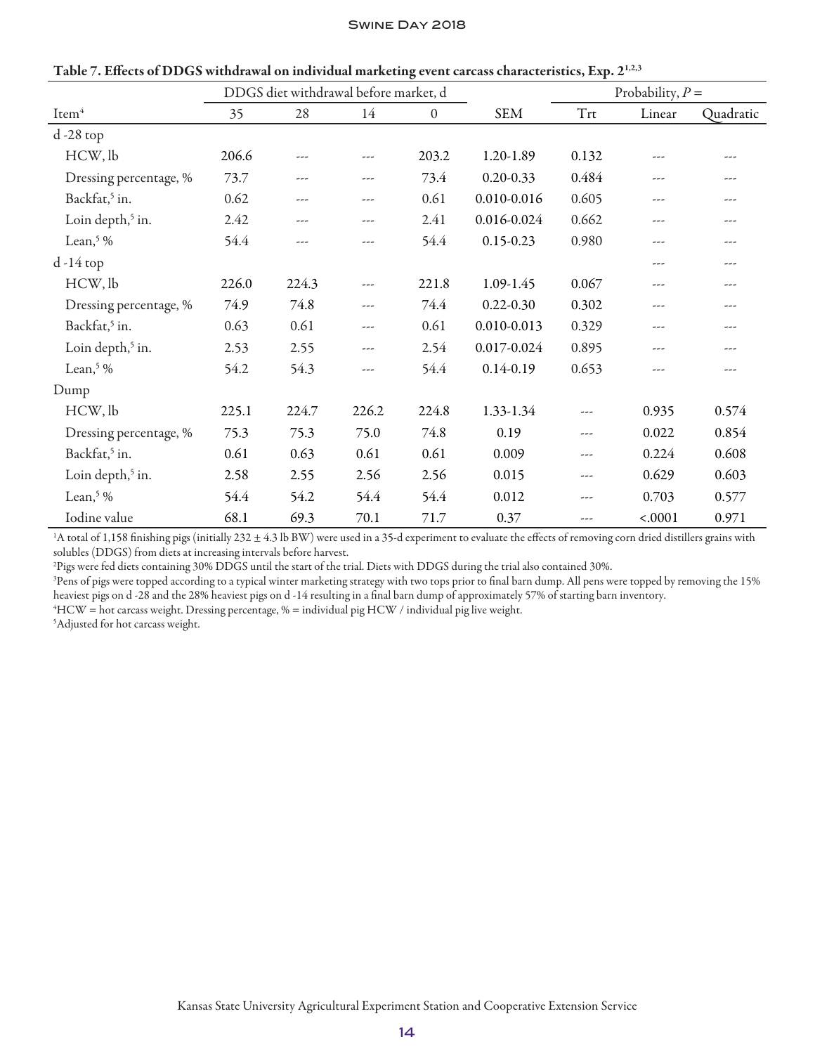Table 7. Effects of DDGS withdrawal on individual marketing event carcass characteristics, Exp. 2[1,2,3]

| | DDGS diet withdrawal before market, d | | | | | Probability, $P =$ | | |
|---|---|---|---|---|---|---|---|---|
| Item[4] | 35 | 28 | 14 | 0 | SEM | Trt | Linear | Quadratic |
| d -28 top | | | | | | | | |
| HCW, lb | 206.6 | --- | --- | 203.2 | 1.20-1.89 | 0.132 | --- | --- |
| Dressing percentage, % | 73.7 | --- | --- | 73.4 | 0.20-0.33 | 0.484 | --- | --- |
| Backfat,[5] in. | 0.62 | --- | --- | 0.61 | 0.010-0.016 | 0.605 | --- | --- |
| Loin depth,[5] in. | 2.42 | --- | --- | 2.41 | 0.016-0.024 | 0.662 | --- | --- |
| Lean,[5] % | 54.4 | --- | --- | 54.4 | 0.15-0.23 | 0.980 | --- | --- |
| d -14 top | | | | | | | --- | --- |
| HCW, lb | 226.0 | 224.3 | --- | 221.8 | 1.09-1.45 | 0.067 | --- | --- |
| Dressing percentage, % | 74.9 | 74.8 | --- | 74.4 | 0.22-0.30 | 0.302 | --- | --- |
| Backfat,[5] in. | 0.63 | 0.61 | --- | 0.61 | 0.010-0.013 | 0.329 | --- | --- |
| Loin depth,[5] in. | 2.53 | 2.55 | --- | 2.54 | 0.017-0.024 | 0.895 | --- | --- |
| Lean,[5] % | 54.2 | 54.3 | --- | 54.4 | 0.14-0.19 | 0.653 | --- | --- |
| Dump | | | | | | | | |
| HCW, lb | 225.1 | 224.7 | 226.2 | 224.8 | 1.33-1.34 | --- | 0.935 | 0.574 |
| Dressing percentage, % | 75.3 | 75.3 | 75.0 | 74.8 | 0.19 | --- | 0.022 | 0.854 |
| Backfat,[5] in. | 0.61 | 0.63 | 0.61 | 0.61 | 0.009 | --- | 0.224 | 0.608 |
| Loin depth,[5] in. | 2.58 | 2.55 | 2.56 | 2.56 | 0.015 | --- | 0.629 | 0.603 |
| Lean,[5] % | 54.4 | 54.2 | 54.4 | 54.4 | 0.012 | --- | 0.703 | 0.577 |
| Iodine value | 68.1 | 69.3 | 70.1 | 71.7 | 0.37 | --- | <.0001 | 0.971 |

[1]A total of 1,158 finishing pigs (initially 232 ± 4.3 lb BW) were used in a 35-d experiment to evaluate the effects of removing corn dried distillers grains with solubles (DDGS) from diets at increasing intervals before harvest.

[2]Pigs were fed diets containing 30% DDGS until the start of the trial. Diets with DDGS during the trial also contained 30%.

[3]Pens of pigs were topped according to a typical winter marketing strategy with two tops prior to final barn dump. All pens were topped by removing the 15% heaviest pigs on d -28 and the 28% heaviest pigs on d -14 resulting in a final barn dump of approximately 57% of starting barn inventory.

[4]HCW = hot carcass weight. Dressing percentage, % = individual pig HCW / individual pig live weight.

[5]Adjusted for hot carcass weight.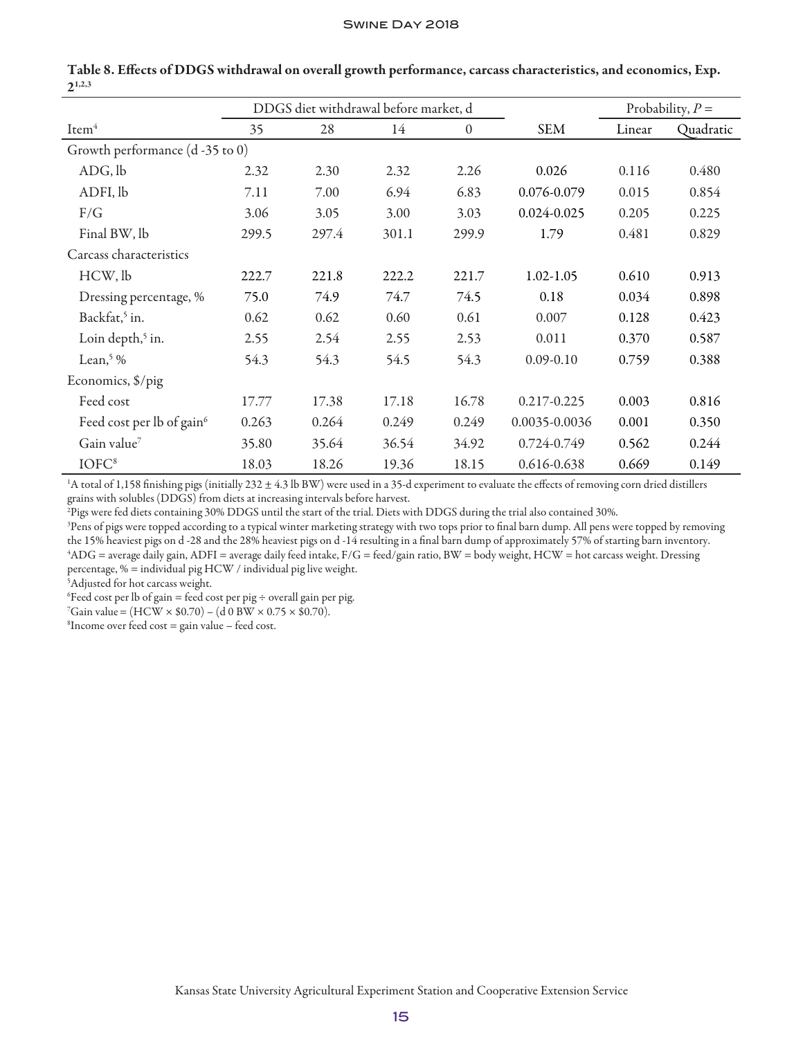**Table 8. Effects of DDGS withdrawal on overall growth performance, carcass characteristics, and economics, Exp. 2[1,2,3]**

| | DDGS diet withdrawal before market, d | | | | | Probability, $P =$ | |
|---|---|---|---|---|---|---|---|
| Item[4] | 35 | 28 | 14 | 0 | SEM | Linear | Quadratic |
| Growth performance (d -35 to 0) | | | | | | | |
| ADG, lb | 2.32 | 2.30 | 2.32 | 2.26 | 0.026 | 0.116 | 0.480 |
| ADFI, lb | 7.11 | 7.00 | 6.94 | 6.83 | 0.076-0.079 | 0.015 | 0.854 |
| F/G | 3.06 | 3.05 | 3.00 | 3.03 | 0.024-0.025 | 0.205 | 0.225 |
| Final BW, lb | 299.5 | 297.4 | 301.1 | 299.9 | 1.79 | 0.481 | 0.829 |
| Carcass characteristics | | | | | | | |
| HCW, lb | 222.7 | 221.8 | 222.2 | 221.7 | 1.02-1.05 | 0.610 | 0.913 |
| Dressing percentage, % | 75.0 | 74.9 | 74.7 | 74.5 | 0.18 | 0.034 | 0.898 |
| Backfat,[5] in. | 0.62 | 0.62 | 0.60 | 0.61 | 0.007 | 0.128 | 0.423 |
| Loin depth,[5] in. | 2.55 | 2.54 | 2.55 | 2.53 | 0.011 | 0.370 | 0.587 |
| Lean,[5] % | 54.3 | 54.3 | 54.5 | 54.3 | 0.09-0.10 | 0.759 | 0.388 |
| Economics, $/pig | | | | | | | |
| Feed cost | 17.77 | 17.38 | 17.18 | 16.78 | 0.217-0.225 | 0.003 | 0.816 |
| Feed cost per lb of gain[6] | 0.263 | 0.264 | 0.249 | 0.249 | 0.0035-0.0036 | 0.001 | 0.350 |
| Gain value[7] | 35.80 | 35.64 | 36.54 | 34.92 | 0.724-0.749 | 0.562 | 0.244 |
| IOFC[8] | 18.03 | 18.26 | 19.36 | 18.15 | 0.616-0.638 | 0.669 | 0.149 |

[1]A total of 1,158 finishing pigs (initially 232 ± 4.3 lb BW) were used in a 35-d experiment to evaluate the effects of removing corn dried distillers grains with solubles (DDGS) from diets at increasing intervals before harvest.

[2]Pigs were fed diets containing 30% DDGS until the start of the trial. Diets with DDGS during the trial also contained 30%.

[3]Pens of pigs were topped according to a typical winter marketing strategy with two tops prior to final barn dump. All pens were topped by removing the 15% heaviest pigs on d -28 and the 28% heaviest pigs on d -14 resulting in a final barn dump of approximately 57% of starting barn inventory.

[4]ADG = average daily gain, ADFI = average daily feed intake, F/G = feed/gain ratio, BW = body weight, HCW = hot carcass weight. Dressing percentage, % = individual pig HCW / individual pig live weight.

[5]Adjusted for hot carcass weight.

[6]Feed cost per lb of gain = feed cost per pig ÷ overall gain per pig.

[7]Gain value = (HCW × $0.70) – (d 0 BW × 0.75 × $0.70).

[8]Income over feed cost = gain value – feed cost.